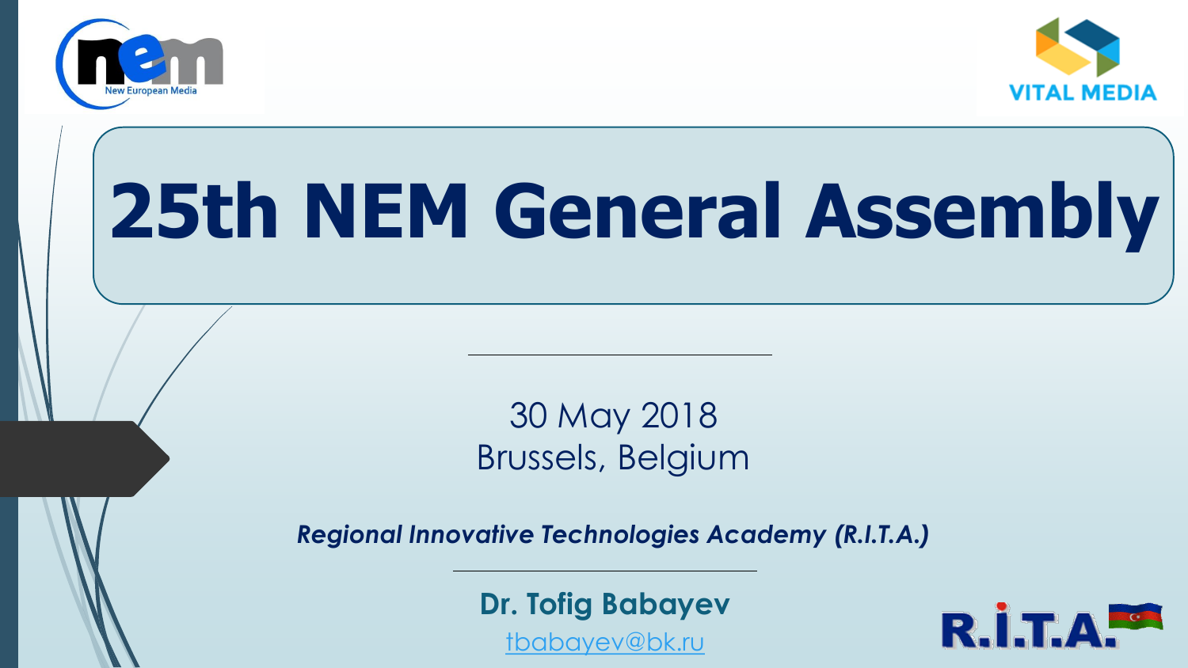# 25th NEM General Assembly

30 May 2018
Brussels, Belgium

***Regional Innovative Technologies Academy (R.I.T.A.)***

**Dr. Tofig Babayev**

tbabayev@bk.ru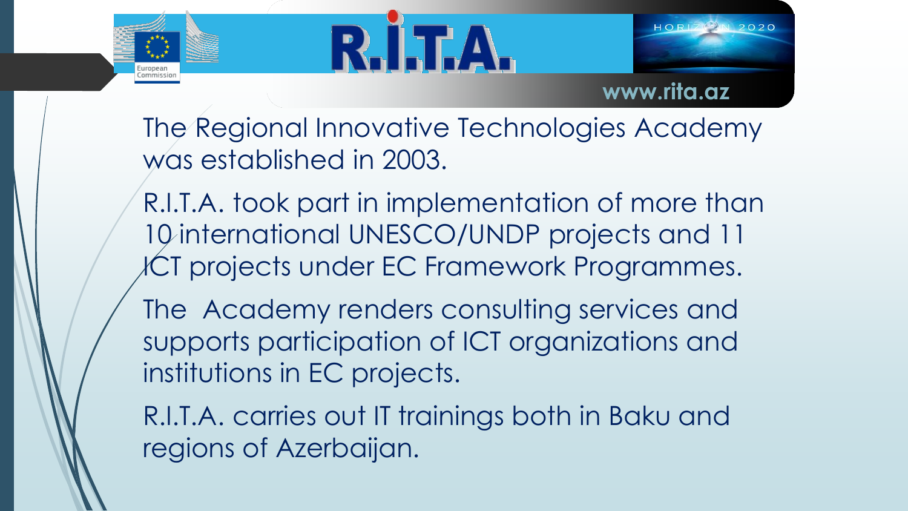The Regional Innovative Technologies Academy was established in 2003.

R.I.T.A. took part in implementation of more than 10 international UNESCO/UNDP projects and 11 ICT projects under EC Framework Programmes.

The Academy renders consulting services and supports participation of ICT organizations and institutions in EC projects.

R.I.T.A. carries out IT trainings both in Baku and regions of Azerbaijan.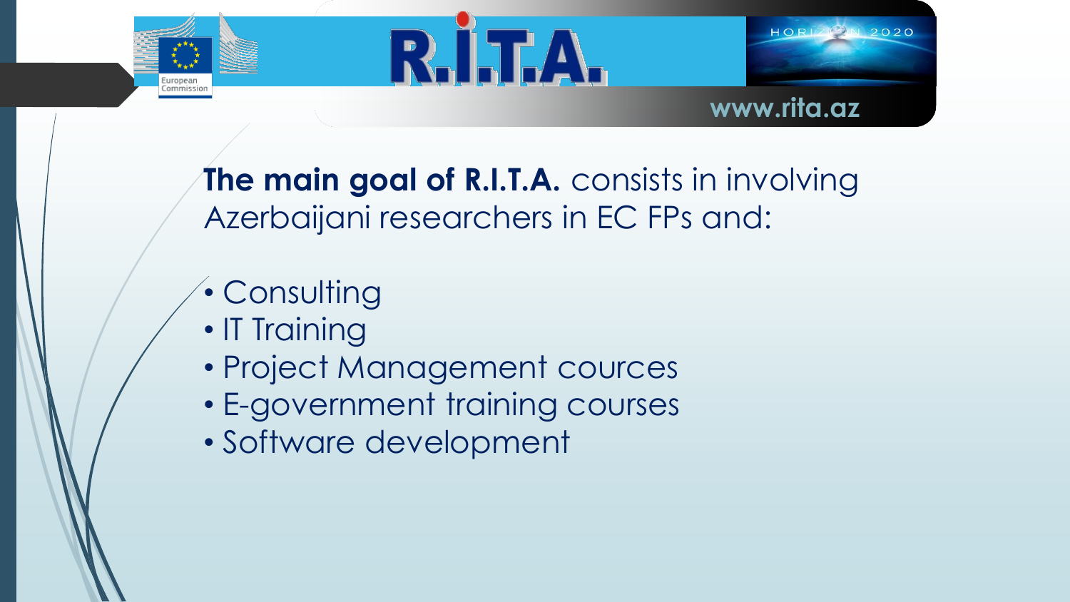**The main goal of R.I.T.A.** consists in involving Azerbaijani researchers in EC FPs and:

- Consulting
- IT Training
- Project Management cources
- E-government training courses
- Software development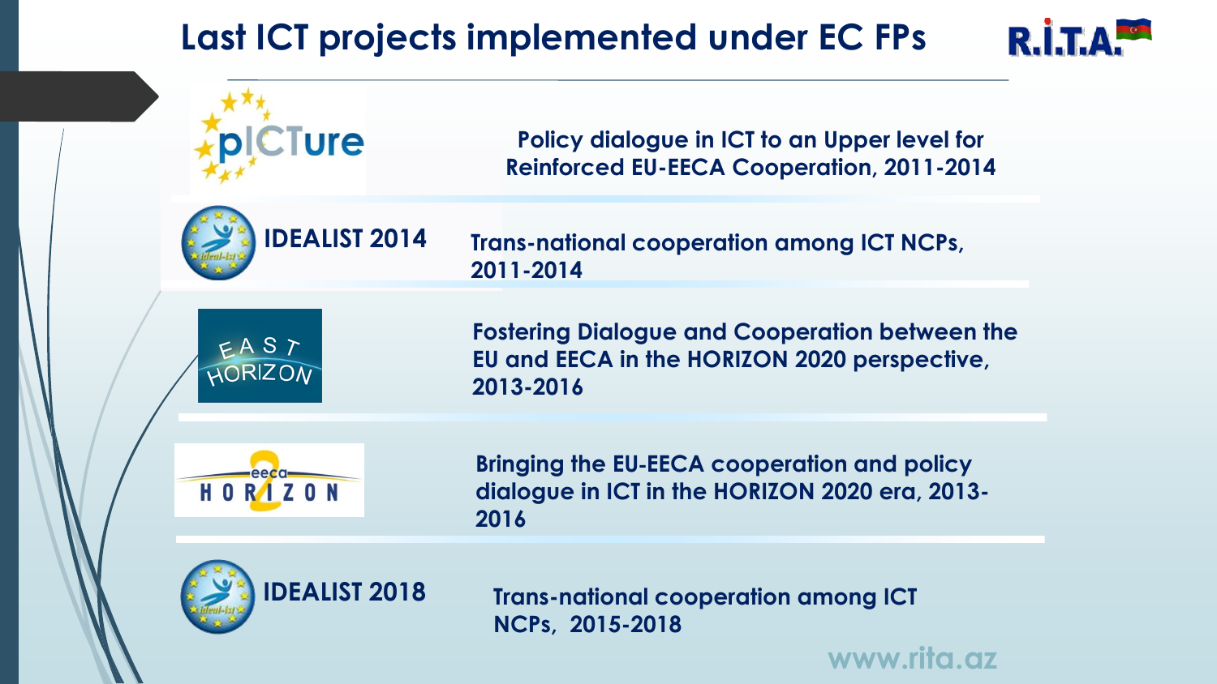# Last ICT projects implemented under EC FPs

| Project | Description |
| --- | --- |
| pICTure | Policy dialogue in ICT to an Upper level for Reinforced EU-EECA Cooperation, 2011-2014 |
| IDEALIST 2014 | Trans-national cooperation among ICT NCPs, 2011-2014 |
| EAST HORIZON | Fostering Dialogue and Cooperation between the EU and EECA in the HORIZON 2020 perspective, 2013-2016 |
| eeca HORIZON 2 | Bringing the EU-EECA cooperation and policy dialogue in ICT in the HORIZON 2020 era, 2013-2016 |
| IDEALIST 2018 | Trans-national cooperation among ICT NCPs, 2015-2018 |

www.rita.az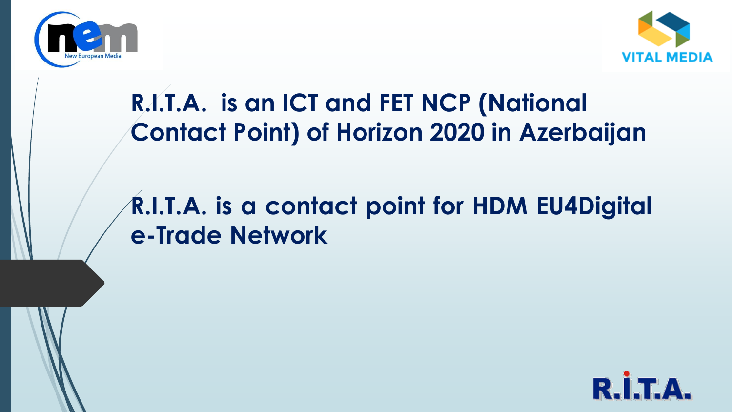## R.I.T.A. is an ICT and FET NCP (National Contact Point) of Horizon 2020 in Azerbaijan

## R.I.T.A. is a contact point for HDM EU4Digital e-Trade Network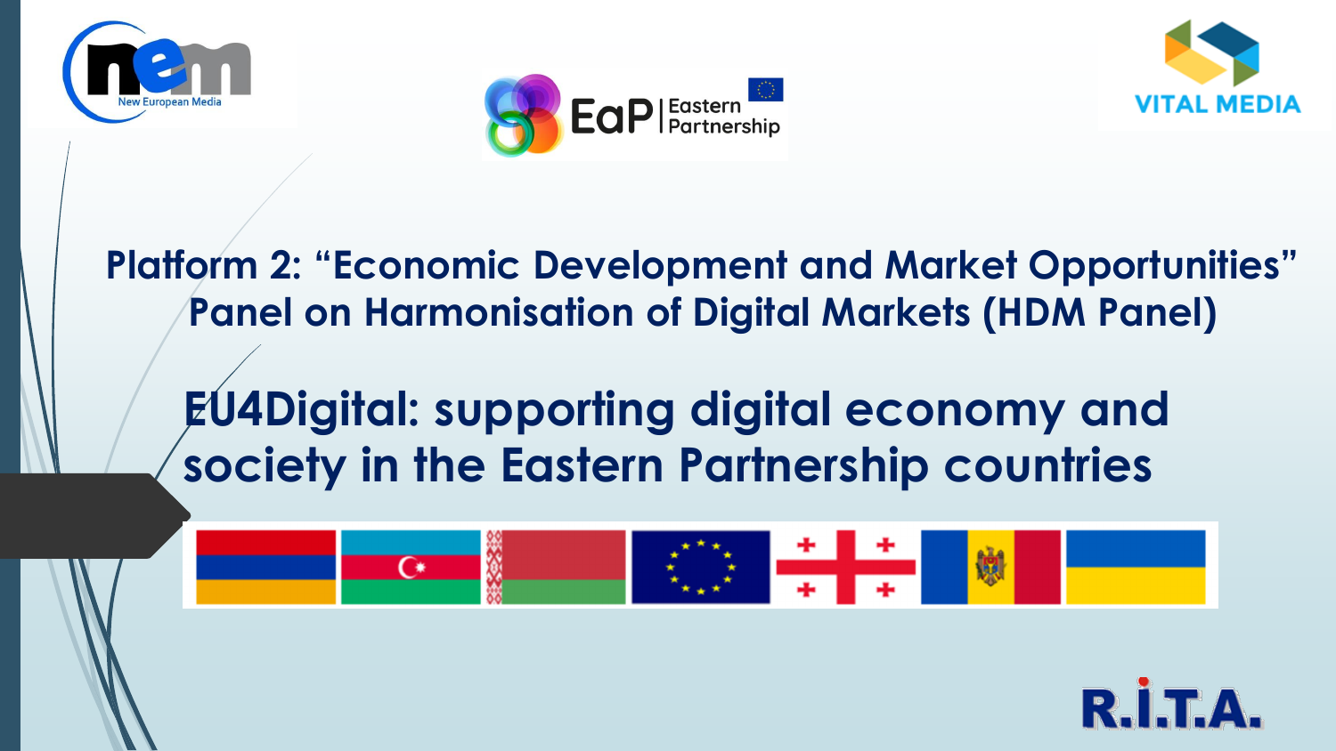Platform 2: "Economic Development and Market Opportunities"
Panel on Harmonisation of Digital Markets (HDM Panel)

# EU4Digital: supporting digital economy and society in the Eastern Partnership countries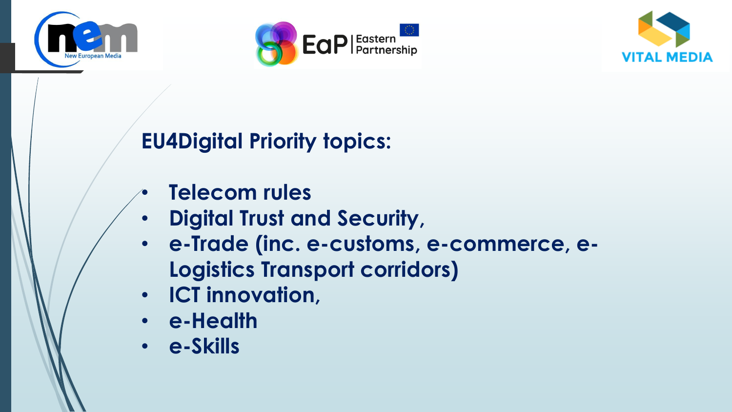## EU4Digital Priority topics:

- Telecom rules
- Digital Trust and Security,
- e-Trade (inc. e-customs, e-commerce, e-Logistics Transport corridors)
- ICT innovation,
- e-Health
- e-Skills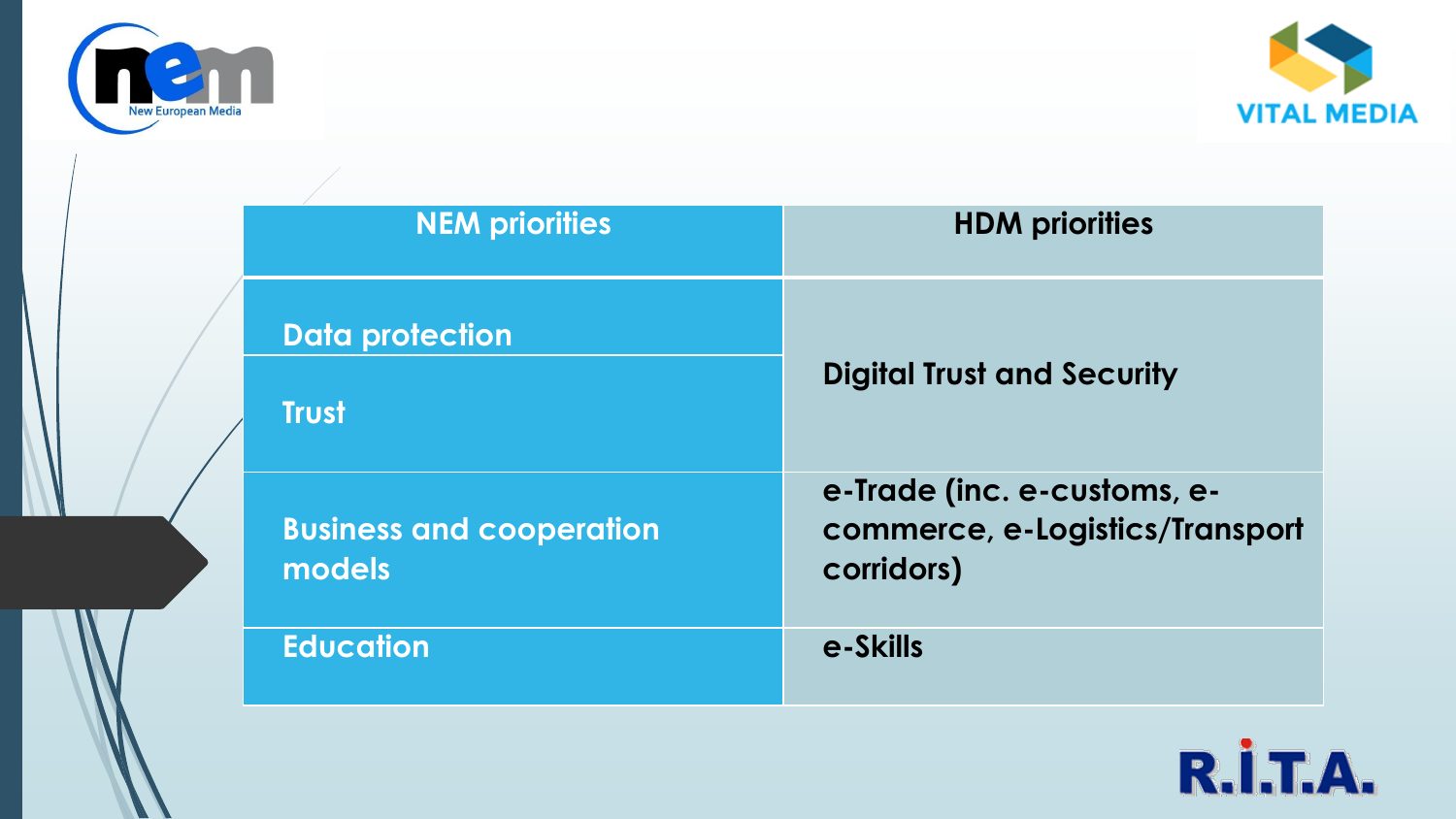| NEM priorities | HDM priorities |
|---|---|
| Data protection | Digital Trust and Security |
| Trust | |
| Business and cooperation models | e-Trade (inc. e-customs, e-commerce, e-Logistics/Transport corridors) |
| Education | e-Skills |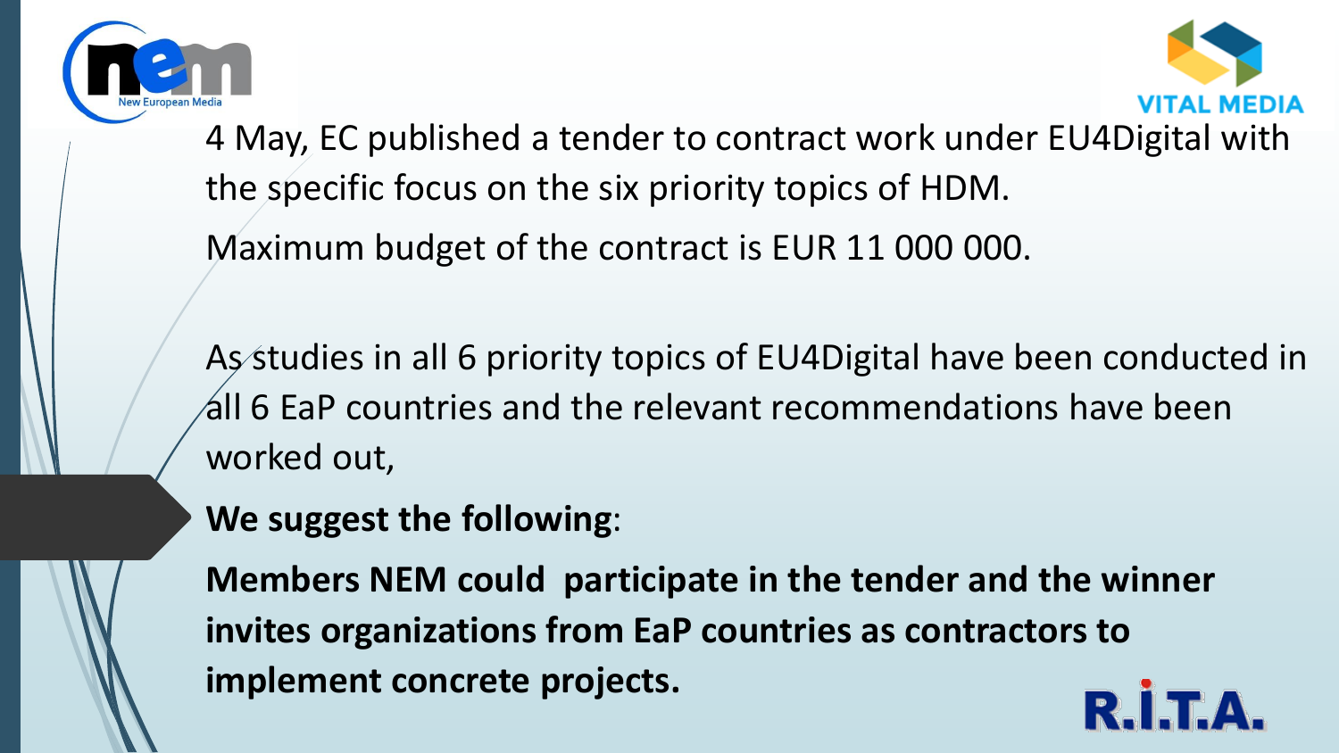4 May, EC published a tender to contract work under EU4Digital with the specific focus on the six priority topics of HDM.

Maximum budget of the contract is EUR 11 000 000.

As studies in all 6 priority topics of EU4Digital have been conducted in all 6 EaP countries and the relevant recommendations have been worked out,

**We suggest the following**:

**Members NEM could participate in the tender and the winner invites organizations from EaP countries as contractors to implement concrete projects.**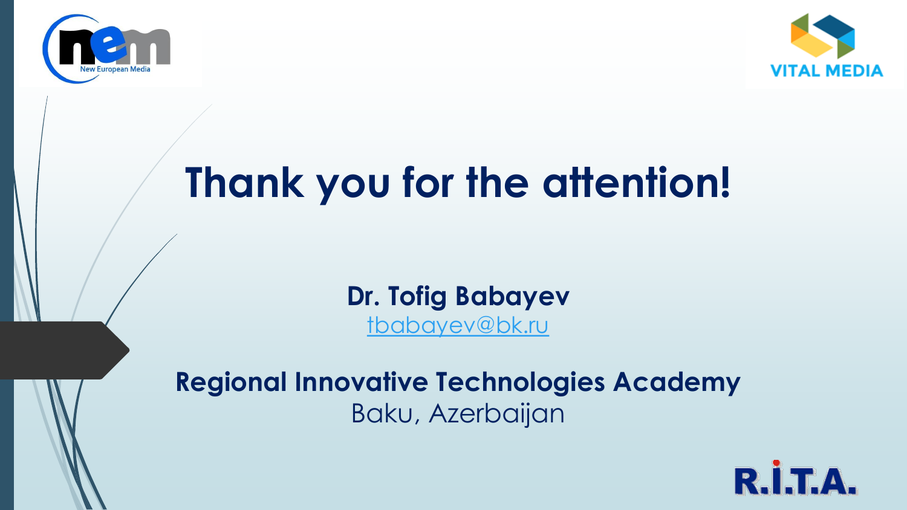# Thank you for the attention!

**Dr. Tofig Babayev**
tbabayev@bk.ru

**Regional Innovative Technologies Academy**
Baku, Azerbaijan